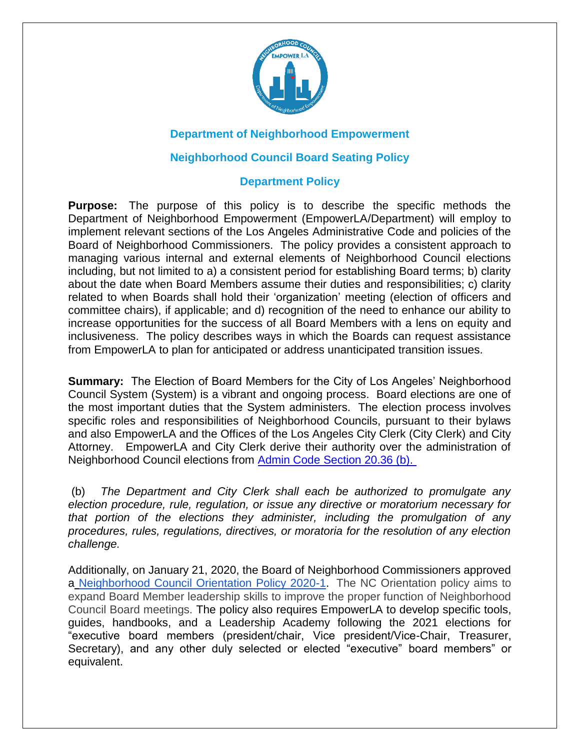# Department of Neighborhood Empowerment

## Neighborhood Council Board Seating Policy

## Department Policy

**Purpose:** The purpose of this policy is to describe the specific methods the Department of Neighborhood Empowerment (EmpowerLA/Department) will employ to implement relevant sections of the Los Angeles Administrative Code and policies of the Board of Neighborhood Commissioners. The policy provides a consistent approach to managing various internal and external elements of Neighborhood Council elections including, but not limited to a) a consistent period for establishing Board terms; b) clarity about the date when Board Members assume their duties and responsibilities; c) clarity related to when Boards shall hold their 'organization' meeting (election of officers and committee chairs), if applicable; and d) recognition of the need to enhance our ability to increase opportunities for the success of all Board Members with a lens on equity and inclusiveness. The policy describes ways in which the Boards can request assistance from EmpowerLA to plan for anticipated or address unanticipated transition issues.

**Summary:** The Election of Board Members for the City of Los Angeles' Neighborhood Council System (System) is a vibrant and ongoing process. Board elections are one of the most important duties that the System administers. The election process involves specific roles and responsibilities of Neighborhood Councils, pursuant to their bylaws and also EmpowerLA and the Offices of the Los Angeles City Clerk (City Clerk) and City Attorney. EmpowerLA and City Clerk derive their authority over the administration of Neighborhood Council elections from Admin Code Section 20.36 (b).

(b) *The Department and City Clerk shall each be authorized to promulgate any election procedure, rule, regulation, or issue any directive or moratorium necessary for that portion of the elections they administer, including the promulgation of any procedures, rules, regulations, directives, or moratoria for the resolution of any election challenge.*

Additionally, on January 21, 2020, the Board of Neighborhood Commissioners approved a Neighborhood Council Orientation Policy 2020-1. The NC Orientation policy aims to expand Board Member leadership skills to improve the proper function of Neighborhood Council Board meetings. The policy also requires EmpowerLA to develop specific tools, guides, handbooks, and a Leadership Academy following the 2021 elections for "executive board members (president/chair, Vice president/Vice-Chair, Treasurer, Secretary), and any other duly selected or elected "executive" board members" or equivalent.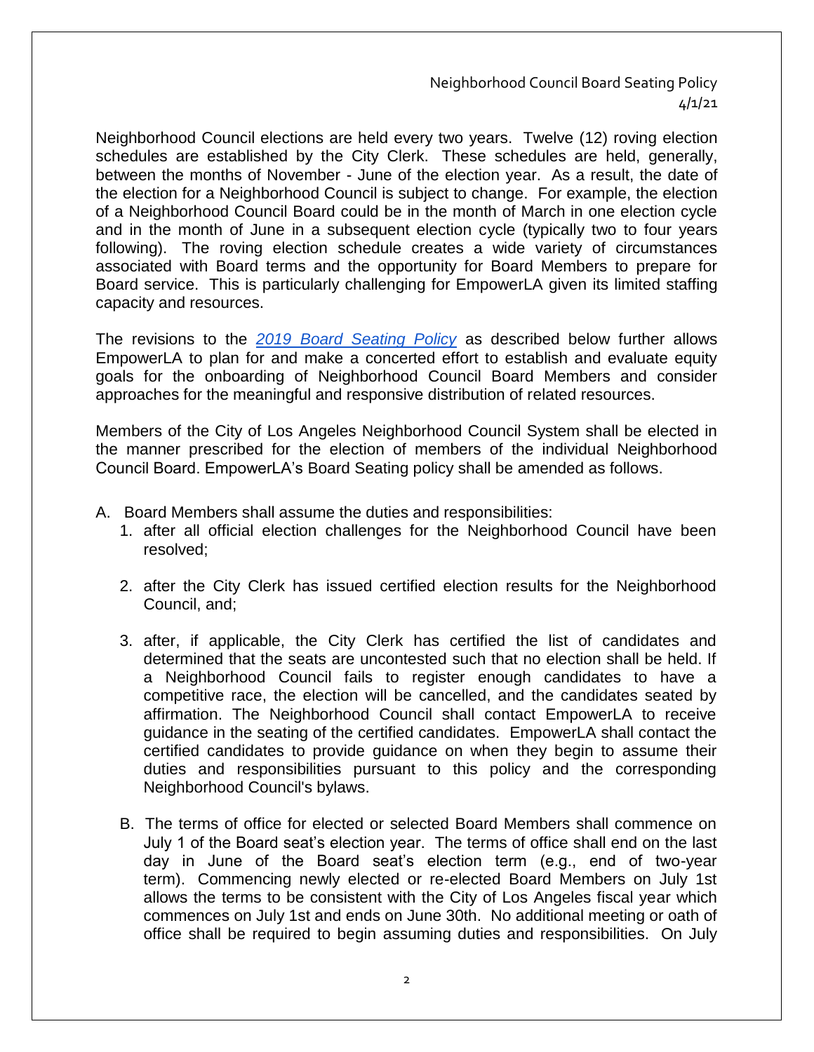Neighborhood Council elections are held every two years. Twelve (12) roving election schedules are established by the City Clerk. These schedules are held, generally, between the months of November - June of the election year. As a result, the date of the election for a Neighborhood Council is subject to change. For example, the election of a Neighborhood Council Board could be in the month of March in one election cycle and in the month of June in a subsequent election cycle (typically two to four years following). The roving election schedule creates a wide variety of circumstances associated with Board terms and the opportunity for Board Members to prepare for Board service. This is particularly challenging for EmpowerLA given its limited staffing capacity and resources.

The revisions to the *2019 Board Seating Policy* as described below further allows EmpowerLA to plan for and make a concerted effort to establish and evaluate equity goals for the onboarding of Neighborhood Council Board Members and consider approaches for the meaningful and responsive distribution of related resources.

Members of the City of Los Angeles Neighborhood Council System shall be elected in the manner prescribed for the election of members of the individual Neighborhood Council Board. EmpowerLA's Board Seating policy shall be amended as follows.

A. Board Members shall assume the duties and responsibilities:
   1. after all official election challenges for the Neighborhood Council have been resolved;
   2. after the City Clerk has issued certified election results for the Neighborhood Council, and;
   3. after, if applicable, the City Clerk has certified the list of candidates and determined that the seats are uncontested such that no election shall be held. If a Neighborhood Council fails to register enough candidates to have a competitive race, the election will be cancelled, and the candidates seated by affirmation. The Neighborhood Council shall contact EmpowerLA to receive guidance in the seating of the certified candidates. EmpowerLA shall contact the certified candidates to provide guidance on when they begin to assume their duties and responsibilities pursuant to this policy and the corresponding Neighborhood Council's bylaws.

B. The terms of office for elected or selected Board Members shall commence on July 1 of the Board seat's election year. The terms of office shall end on the last day in June of the Board seat's election term (e.g., end of two-year term). Commencing newly elected or re-elected Board Members on July 1st allows the terms to be consistent with the City of Los Angeles fiscal year which commences on July 1st and ends on June 30th. No additional meeting or oath of office shall be required to begin assuming duties and responsibilities. On July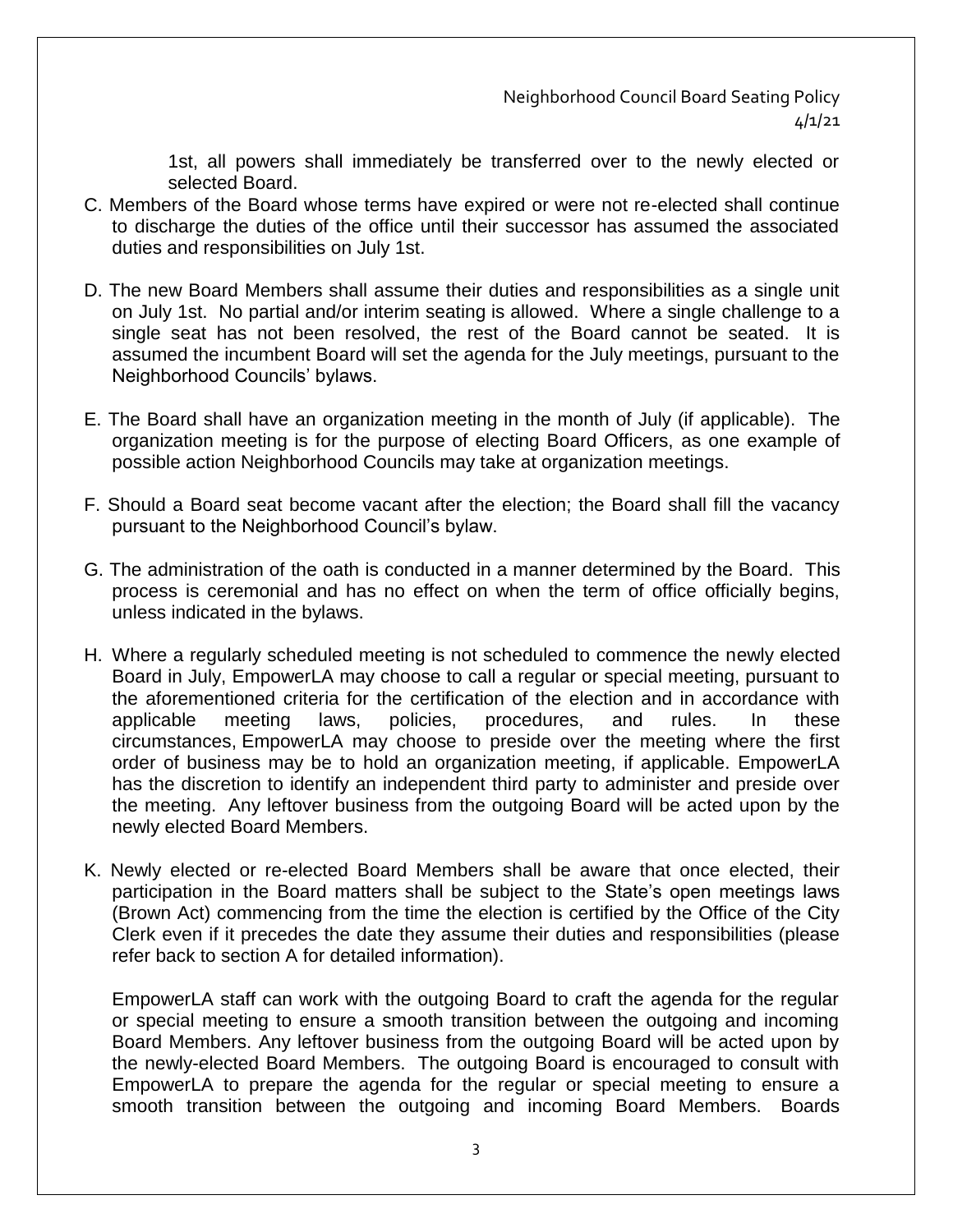1st, all powers shall immediately be transferred over to the newly elected or selected Board.

C. Members of the Board whose terms have expired or were not re-elected shall continue to discharge the duties of the office until their successor has assumed the associated duties and responsibilities on July 1st.

D. The new Board Members shall assume their duties and responsibilities as a single unit on July 1st. No partial and/or interim seating is allowed. Where a single challenge to a single seat has not been resolved, the rest of the Board cannot be seated. It is assumed the incumbent Board will set the agenda for the July meetings, pursuant to the Neighborhood Councils' bylaws.

E. The Board shall have an organization meeting in the month of July (if applicable). The organization meeting is for the purpose of electing Board Officers, as one example of possible action Neighborhood Councils may take at organization meetings.

F. Should a Board seat become vacant after the election; the Board shall fill the vacancy pursuant to the Neighborhood Council's bylaw.

G. The administration of the oath is conducted in a manner determined by the Board. This process is ceremonial and has no effect on when the term of office officially begins, unless indicated in the bylaws.

H. Where a regularly scheduled meeting is not scheduled to commence the newly elected Board in July, EmpowerLA may choose to call a regular or special meeting, pursuant to the aforementioned criteria for the certification of the election and in accordance with applicable meeting laws, policies, procedures, and rules. In these circumstances, EmpowerLA may choose to preside over the meeting where the first order of business may be to hold an organization meeting, if applicable. EmpowerLA has the discretion to identify an independent third party to administer and preside over the meeting. Any leftover business from the outgoing Board will be acted upon by the newly elected Board Members.

K. Newly elected or re-elected Board Members shall be aware that once elected, their participation in the Board matters shall be subject to the State's open meetings laws (Brown Act) commencing from the time the election is certified by the Office of the City Clerk even if it precedes the date they assume their duties and responsibilities (please refer back to section A for detailed information).

EmpowerLA staff can work with the outgoing Board to craft the agenda for the regular or special meeting to ensure a smooth transition between the outgoing and incoming Board Members. Any leftover business from the outgoing Board will be acted upon by the newly-elected Board Members. The outgoing Board is encouraged to consult with EmpowerLA to prepare the agenda for the regular or special meeting to ensure a smooth transition between the outgoing and incoming Board Members. Boards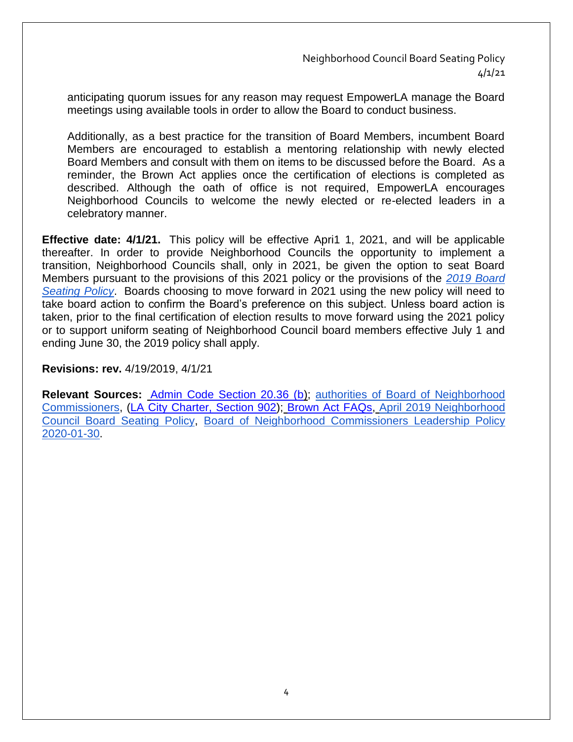anticipating quorum issues for any reason may request EmpowerLA manage the Board meetings using available tools in order to allow the Board to conduct business.

Additionally, as a best practice for the transition of Board Members, incumbent Board Members are encouraged to establish a mentoring relationship with newly elected Board Members and consult with them on items to be discussed before the Board. As a reminder, the Brown Act applies once the certification of elections is completed as described. Although the oath of office is not required, EmpowerLA encourages Neighborhood Councils to welcome the newly elected or re-elected leaders in a celebratory manner.

**Effective date: 4/1/21.** This policy will be effective Apri1 1, 2021, and will be applicable thereafter. In order to provide Neighborhood Councils the opportunity to implement a transition, Neighborhood Councils shall, only in 2021, be given the option to seat Board Members pursuant to the provisions of this 2021 policy or the provisions of the *2019 Board Seating Policy*. Boards choosing to move forward in 2021 using the new policy will need to take board action to confirm the Board's preference on this subject. Unless board action is taken, prior to the final certification of election results to move forward using the 2021 policy or to support uniform seating of Neighborhood Council board members effective July 1 and ending June 30, the 2019 policy shall apply.

**Revisions: rev.** 4/19/2019, 4/1/21

**Relevant Sources:** Admin Code Section 20.36 (b); authorities of Board of Neighborhood Commissioners, (LA City Charter, Section 902); Brown Act FAQs, April 2019 Neighborhood Council Board Seating Policy, Board of Neighborhood Commissioners Leadership Policy 2020-01-30.